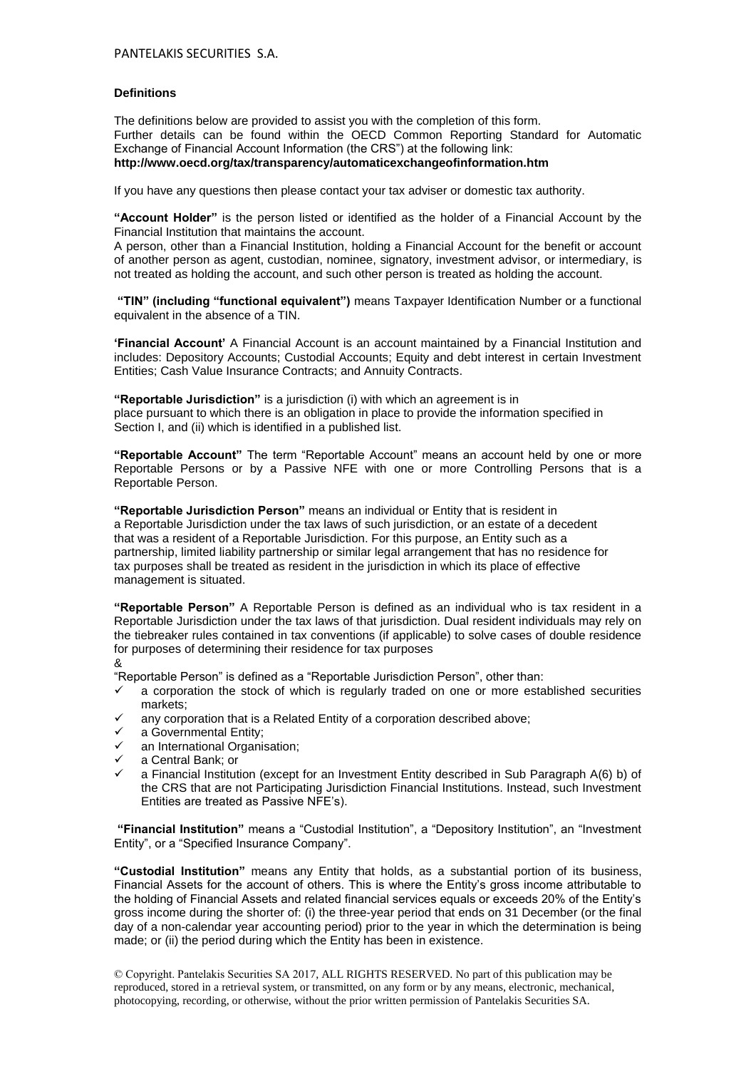PANTELAKIS SECURITIES S.A.

**Definitions**

The definitions below are provided to assist you with the completion of this form.
Further details can be found within the OECD Common Reporting Standard for Automatic Exchange of Financial Account Information (the CRS") at the following link:
**http://www.oecd.org/tax/transparency/automaticexchangeofinformation.htm**

If you have any questions then please contact your tax adviser or domestic tax authority.

**"Account Holder"** is the person listed or identified as the holder of a Financial Account by the Financial Institution that maintains the account.
A person, other than a Financial Institution, holding a Financial Account for the benefit or account of another person as agent, custodian, nominee, signatory, investment advisor, or intermediary, is not treated as holding the account, and such other person is treated as holding the account.

**"TIN" (including "functional equivalent")** means Taxpayer Identification Number or a functional equivalent in the absence of a TIN.

**'Financial Account'** A Financial Account is an account maintained by a Financial Institution and includes: Depository Accounts; Custodial Accounts; Equity and debt interest in certain Investment Entities; Cash Value Insurance Contracts; and Annuity Contracts.

**"Reportable Jurisdiction"** is a jurisdiction (i) with which an agreement is in place pursuant to which there is an obligation in place to provide the information specified in Section I, and (ii) which is identified in a published list.

**"Reportable Account"** The term "Reportable Account" means an account held by one or more Reportable Persons or by a Passive NFE with one or more Controlling Persons that is a Reportable Person.

**"Reportable Jurisdiction Person"** means an individual or Entity that is resident in a Reportable Jurisdiction under the tax laws of such jurisdiction, or an estate of a decedent that was a resident of a Reportable Jurisdiction. For this purpose, an Entity such as a partnership, limited liability partnership or similar legal arrangement that has no residence for tax purposes shall be treated as resident in the jurisdiction in which its place of effective management is situated.

**"Reportable Person"** A Reportable Person is defined as an individual who is tax resident in a Reportable Jurisdiction under the tax laws of that jurisdiction. Dual resident individuals may rely on the tiebreaker rules contained in tax conventions (if applicable) to solve cases of double residence for purposes of determining their residence for tax purposes
&
"Reportable Person" is defined as a "Reportable Jurisdiction Person", other than:

- ✓ a corporation the stock of which is regularly traded on one or more established securities markets;
- ✓ any corporation that is a Related Entity of a corporation described above;
- ✓ a Governmental Entity;
- ✓ an International Organisation;
- ✓ a Central Bank; or
- ✓ a Financial Institution (except for an Investment Entity described in Sub Paragraph A(6) b) of the CRS that are not Participating Jurisdiction Financial Institutions. Instead, such Investment Entities are treated as Passive NFE's).

**"Financial Institution"** means a "Custodial Institution", a "Depository Institution", an "Investment Entity", or a "Specified Insurance Company".

**"Custodial Institution"** means any Entity that holds, as a substantial portion of its business, Financial Assets for the account of others. This is where the Entity's gross income attributable to the holding of Financial Assets and related financial services equals or exceeds 20% of the Entity's gross income during the shorter of: (i) the three-year period that ends on 31 December (or the final day of a non-calendar year accounting period) prior to the year in which the determination is being made; or (ii) the period during which the Entity has been in existence.

© Copyright. Pantelakis Securities SA 2017, ALL RIGHTS RESERVED. No part of this publication may be reproduced, stored in a retrieval system, or transmitted, on any form or by any means, electronic, mechanical, photocopying, recording, or otherwise, without the prior written permission of Pantelakis Securities SA.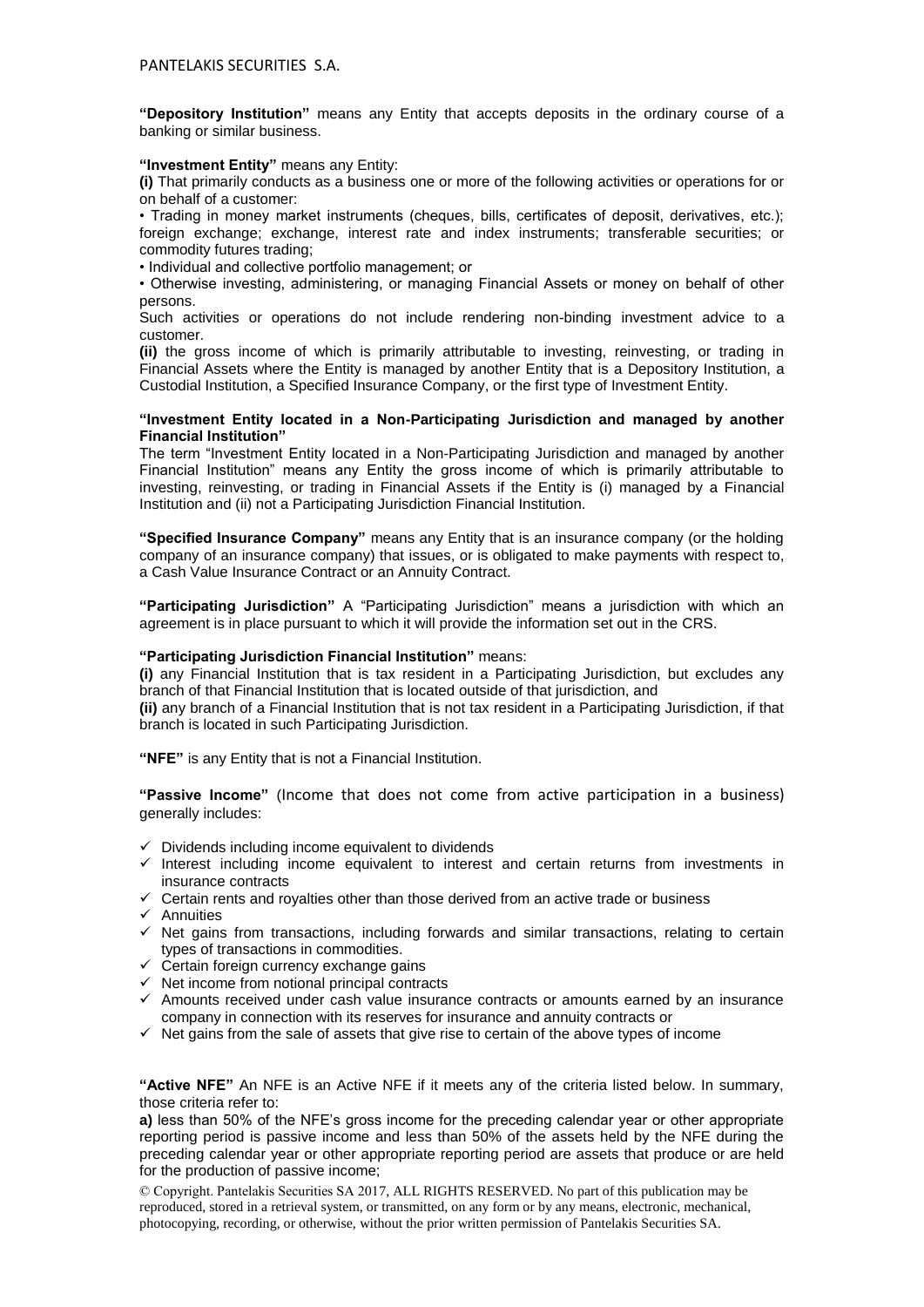**"Depository Institution"** means any Entity that accepts deposits in the ordinary course of a banking or similar business.

**"Investment Entity"** means any Entity:

**(i)** That primarily conducts as a business one or more of the following activities or operations for or on behalf of a customer:

• Trading in money market instruments (cheques, bills, certificates of deposit, derivatives, etc.); foreign exchange; exchange, interest rate and index instruments; transferable securities; or commodity futures trading;

• Individual and collective portfolio management; or

• Otherwise investing, administering, or managing Financial Assets or money on behalf of other persons.

Such activities or operations do not include rendering non-binding investment advice to a customer.

**(ii)** the gross income of which is primarily attributable to investing, reinvesting, or trading in Financial Assets where the Entity is managed by another Entity that is a Depository Institution, a Custodial Institution, a Specified Insurance Company, or the first type of Investment Entity.

**"Investment Entity located in a Non-Participating Jurisdiction and managed by another Financial Institution"**

The term "Investment Entity located in a Non-Participating Jurisdiction and managed by another Financial Institution" means any Entity the gross income of which is primarily attributable to investing, reinvesting, or trading in Financial Assets if the Entity is (i) managed by a Financial Institution and (ii) not a Participating Jurisdiction Financial Institution.

**"Specified Insurance Company"** means any Entity that is an insurance company (or the holding company of an insurance company) that issues, or is obligated to make payments with respect to, a Cash Value Insurance Contract or an Annuity Contract.

**"Participating Jurisdiction"** A "Participating Jurisdiction" means a jurisdiction with which an agreement is in place pursuant to which it will provide the information set out in the CRS.

**"Participating Jurisdiction Financial Institution"** means:

**(i)** any Financial Institution that is tax resident in a Participating Jurisdiction, but excludes any branch of that Financial Institution that is located outside of that jurisdiction, and

**(ii)** any branch of a Financial Institution that is not tax resident in a Participating Jurisdiction, if that branch is located in such Participating Jurisdiction.

**"NFE"** is any Entity that is not a Financial Institution.

**"Passive Income"** (Income that does not come from active participation in a business) generally includes:

- ✓ Dividends including income equivalent to dividends
- ✓ Interest including income equivalent to interest and certain returns from investments in insurance contracts
- ✓ Certain rents and royalties other than those derived from an active trade or business
- ✓ Annuities
- ✓ Net gains from transactions, including forwards and similar transactions, relating to certain types of transactions in commodities.
- ✓ Certain foreign currency exchange gains
- ✓ Net income from notional principal contracts
- ✓ Amounts received under cash value insurance contracts or amounts earned by an insurance company in connection with its reserves for insurance and annuity contracts or
- ✓ Net gains from the sale of assets that give rise to certain of the above types of income

**"Active NFE"** An NFE is an Active NFE if it meets any of the criteria listed below. In summary, those criteria refer to:

**a)** less than 50% of the NFE's gross income for the preceding calendar year or other appropriate reporting period is passive income and less than 50% of the assets held by the NFE during the preceding calendar year or other appropriate reporting period are assets that produce or are held for the production of passive income;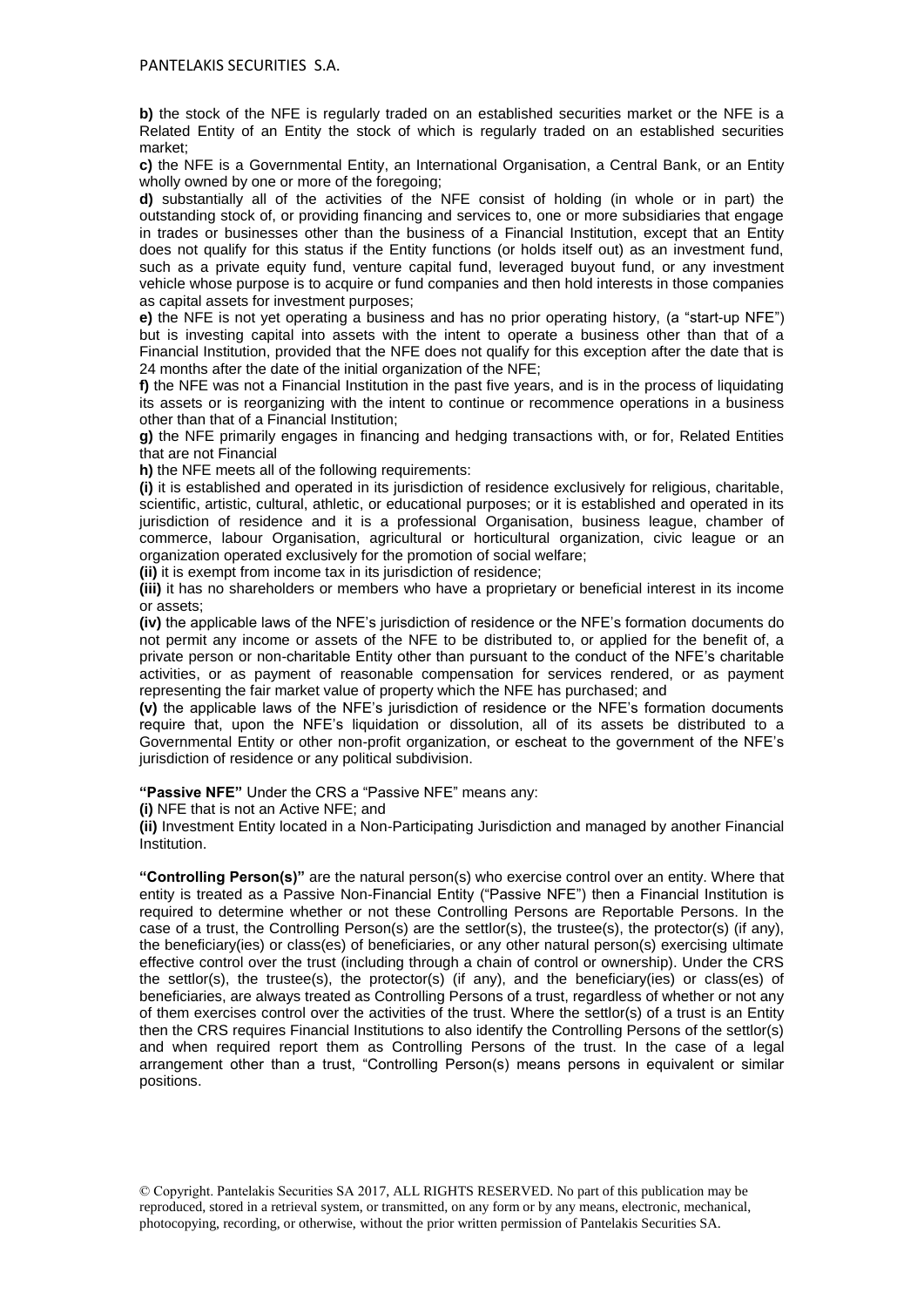**b)** the stock of the NFE is regularly traded on an established securities market or the NFE is a Related Entity of an Entity the stock of which is regularly traded on an established securities market;

**c)** the NFE is a Governmental Entity, an International Organisation, a Central Bank, or an Entity wholly owned by one or more of the foregoing;

**d)** substantially all of the activities of the NFE consist of holding (in whole or in part) the outstanding stock of, or providing financing and services to, one or more subsidiaries that engage in trades or businesses other than the business of a Financial Institution, except that an Entity does not qualify for this status if the Entity functions (or holds itself out) as an investment fund, such as a private equity fund, venture capital fund, leveraged buyout fund, or any investment vehicle whose purpose is to acquire or fund companies and then hold interests in those companies as capital assets for investment purposes;

**e)** the NFE is not yet operating a business and has no prior operating history, (a "start-up NFE") but is investing capital into assets with the intent to operate a business other than that of a Financial Institution, provided that the NFE does not qualify for this exception after the date that is 24 months after the date of the initial organization of the NFE;

**f)** the NFE was not a Financial Institution in the past five years, and is in the process of liquidating its assets or is reorganizing with the intent to continue or recommence operations in a business other than that of a Financial Institution;

**g)** the NFE primarily engages in financing and hedging transactions with, or for, Related Entities that are not Financial

**h)** the NFE meets all of the following requirements:

**(i)** it is established and operated in its jurisdiction of residence exclusively for religious, charitable, scientific, artistic, cultural, athletic, or educational purposes; or it is established and operated in its jurisdiction of residence and it is a professional Organisation, business league, chamber of commerce, labour Organisation, agricultural or horticultural organization, civic league or an organization operated exclusively for the promotion of social welfare;

**(ii)** it is exempt from income tax in its jurisdiction of residence;

**(iii)** it has no shareholders or members who have a proprietary or beneficial interest in its income or assets;

**(iv)** the applicable laws of the NFE's jurisdiction of residence or the NFE's formation documents do not permit any income or assets of the NFE to be distributed to, or applied for the benefit of, a private person or non-charitable Entity other than pursuant to the conduct of the NFE's charitable activities, or as payment of reasonable compensation for services rendered, or as payment representing the fair market value of property which the NFE has purchased; and

**(v)** the applicable laws of the NFE's jurisdiction of residence or the NFE's formation documents require that, upon the NFE's liquidation or dissolution, all of its assets be distributed to a Governmental Entity or other non-profit organization, or escheat to the government of the NFE's jurisdiction of residence or any political subdivision.

**"Passive NFE"** Under the CRS a "Passive NFE" means any:

**(i)** NFE that is not an Active NFE; and

**(ii)** Investment Entity located in a Non-Participating Jurisdiction and managed by another Financial Institution.

**"Controlling Person(s)"** are the natural person(s) who exercise control over an entity. Where that entity is treated as a Passive Non-Financial Entity ("Passive NFE") then a Financial Institution is required to determine whether or not these Controlling Persons are Reportable Persons. In the case of a trust, the Controlling Person(s) are the settlor(s), the trustee(s), the protector(s) (if any), the beneficiary(ies) or class(es) of beneficiaries, or any other natural person(s) exercising ultimate effective control over the trust (including through a chain of control or ownership). Under the CRS the settlor(s), the trustee(s), the protector(s) (if any), and the beneficiary(ies) or class(es) of beneficiaries, are always treated as Controlling Persons of a trust, regardless of whether or not any of them exercises control over the activities of the trust. Where the settlor(s) of a trust is an Entity then the CRS requires Financial Institutions to also identify the Controlling Persons of the settlor(s) and when required report them as Controlling Persons of the trust. In the case of a legal arrangement other than a trust, "Controlling Person(s) means persons in equivalent or similar positions.